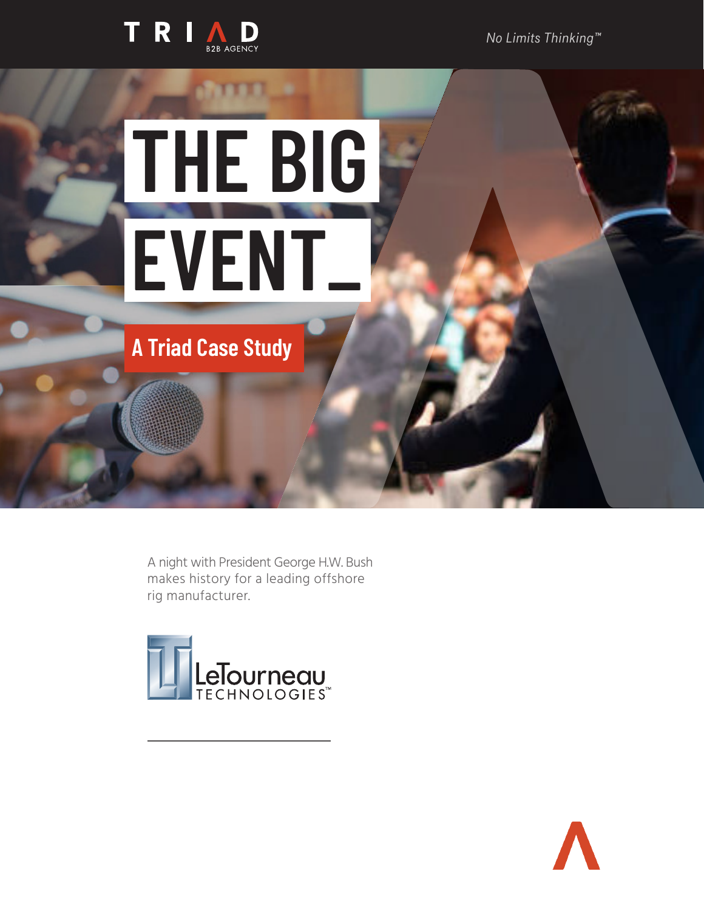TRIAD B2B AGENCY

*No Limits Thinking™*

# THE BIG EVENT_

## A Triad Case Study

A night with President George H.W. Bush makes history for a leading offshore rig manufacturer.

LeTourneau TECHNOLOGIES™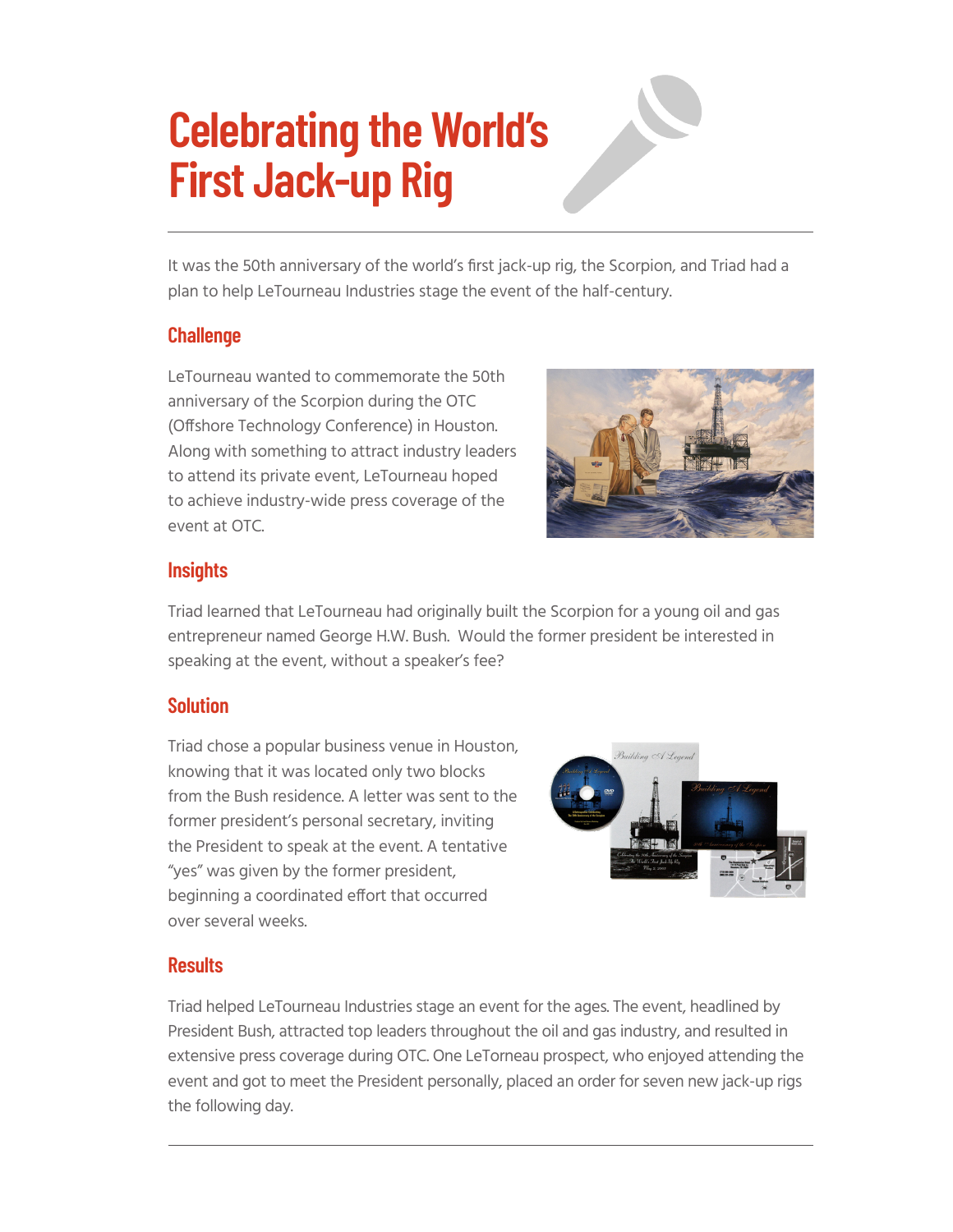# Celebrating the World's First Jack-up Rig

It was the 50th anniversary of the world's first jack-up rig, the Scorpion, and Triad had a plan to help LeTourneau Industries stage the event of the half-century.

## Challenge

LeTourneau wanted to commemorate the 50th anniversary of the Scorpion during the OTC (Offshore Technology Conference) in Houston. Along with something to attract industry leaders to attend its private event, LeTourneau hoped to achieve industry-wide press coverage of the event at OTC.

## Insights

Triad learned that LeTourneau had originally built the Scorpion for a young oil and gas entrepreneur named George H.W. Bush.  Would the former president be interested in speaking at the event, without a speaker's fee?

## Solution

Triad chose a popular business venue in Houston, knowing that it was located only two blocks from the Bush residence. A letter was sent to the former president's personal secretary, inviting the President to speak at the event. A tentative "yes" was given by the former president, beginning a coordinated effort that occurred over several weeks.

## Results

Triad helped LeTourneau Industries stage an event for the ages. The event, headlined by President Bush, attracted top leaders throughout the oil and gas industry, and resulted in extensive press coverage during OTC. One LeTorneau prospect, who enjoyed attending the event and got to meet the President personally, placed an order for seven new jack-up rigs the following day.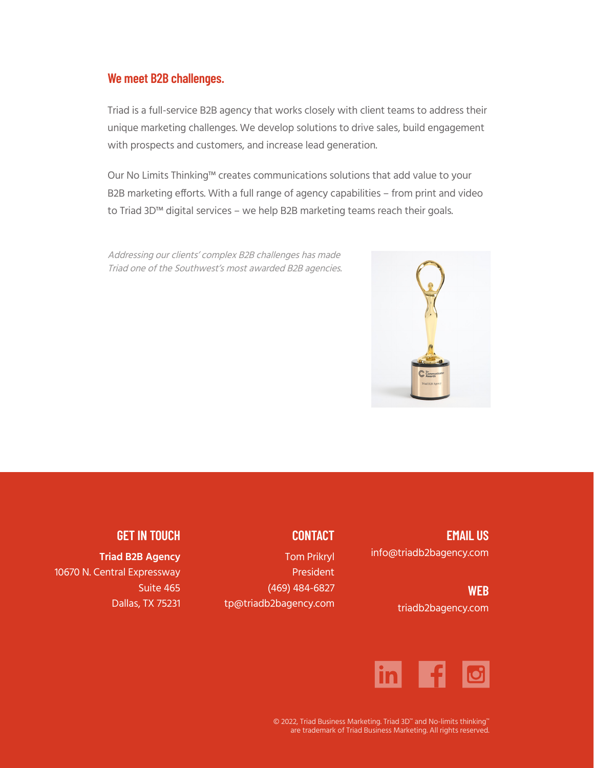## We meet B2B challenges.

Triad is a full-service B2B agency that works closely with client teams to address their unique marketing challenges. We develop solutions to drive sales, build engagement with prospects and customers, and increase lead generation.

Our No Limits Thinking™ creates communications solutions that add value to your B2B marketing efforts. With a full range of agency capabilities – from print and video to Triad 3D™ digital services – we help B2B marketing teams reach their goals.

*Addressing our clients' complex B2B challenges has made Triad one of the Southwest's most awarded B2B agencies.*

### GET IN TOUCH

**Triad B2B Agency**
10670 N. Central Expressway
Suite 465
Dallas, TX 75231

### CONTACT

Tom Prikryl
President
(469) 484-6827
tp@triadb2bagency.com

### EMAIL US

info@triadb2bagency.com

### WEB

triadb2bagency.com

© 2022, Triad Business Marketing. Triad 3D™ and No-limits thinking™ are trademark of Triad Business Marketing. All rights reserved.